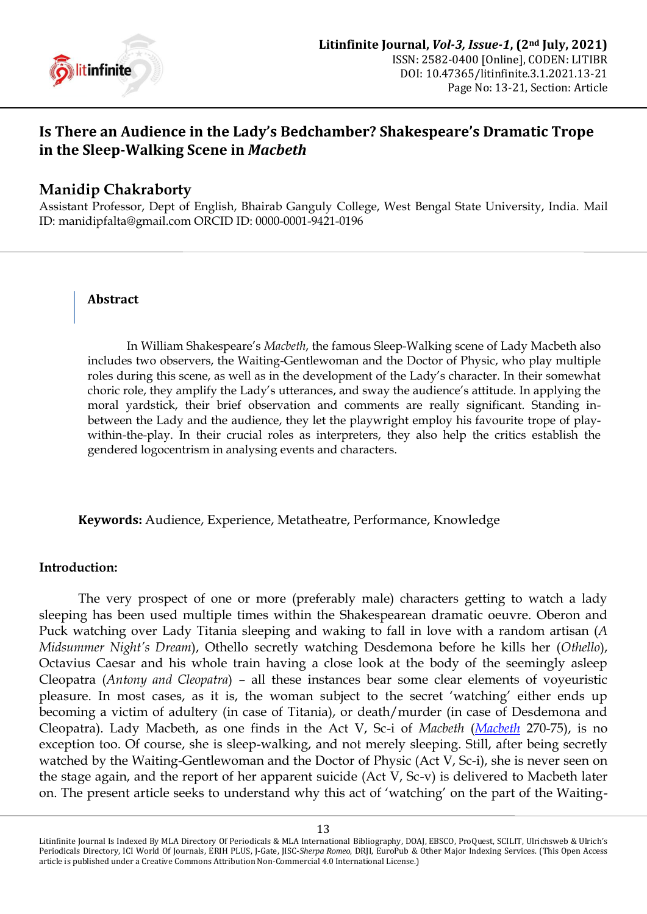# Is There an Audience in the Lady's Bedchamber? Shakespeare's Dramatic Trope in the Sleep-Walking Scene in *Macbeth*

## Manidip Chakraborty

Assistant Professor, Dept of English, Bhairab Ganguly College, West Bengal State University, India. Mail ID: manidipfalta@gmail.com ORCID ID: 0000-0001-9421-0196

### Abstract

In William Shakespeare's *Macbeth*, the famous Sleep-Walking scene of Lady Macbeth also includes two observers, the Waiting-Gentlewoman and the Doctor of Physic, who play multiple roles during this scene, as well as in the development of the Lady's character. In their somewhat choric role, they amplify the Lady's utterances, and sway the audience's attitude. In applying the moral yardstick, their brief observation and comments are really significant. Standing in-between the Lady and the audience, they let the playwright employ his favourite trope of play-within-the-play. In their crucial roles as interpreters, they also help the critics establish the gendered logocentrism in analysing events and characters.

**Keywords:** Audience, Experience, Metatheatre, Performance, Knowledge

### Introduction:

The very prospect of one or more (preferably male) characters getting to watch a lady sleeping has been used multiple times within the Shakespearean dramatic oeuvre. Oberon and Puck watching over Lady Titania sleeping and waking to fall in love with a random artisan (*A Midsummer Night's Dream*), Othello secretly watching Desdemona before he kills her (*Othello*), Octavius Caesar and his whole train having a close look at the body of the seemingly asleep Cleopatra (*Antony and Cleopatra*) – all these instances bear some clear elements of voyeuristic pleasure. In most cases, as it is, the woman subject to the secret 'watching' either ends up becoming a victim of adultery (in case of Titania), or death/murder (in case of Desdemona and Cleopatra). Lady Macbeth, as one finds in the Act V, Sc-i of *Macbeth* (*Macbeth* 270-75), is no exception too. Of course, she is sleep-walking, and not merely sleeping. Still, after being secretly watched by the Waiting-Gentlewoman and the Doctor of Physic (Act V, Sc-i), she is never seen on the stage again, and the report of her apparent suicide (Act V, Sc-v) is delivered to Macbeth later on. The present article seeks to understand why this act of 'watching' on the part of the Waiting-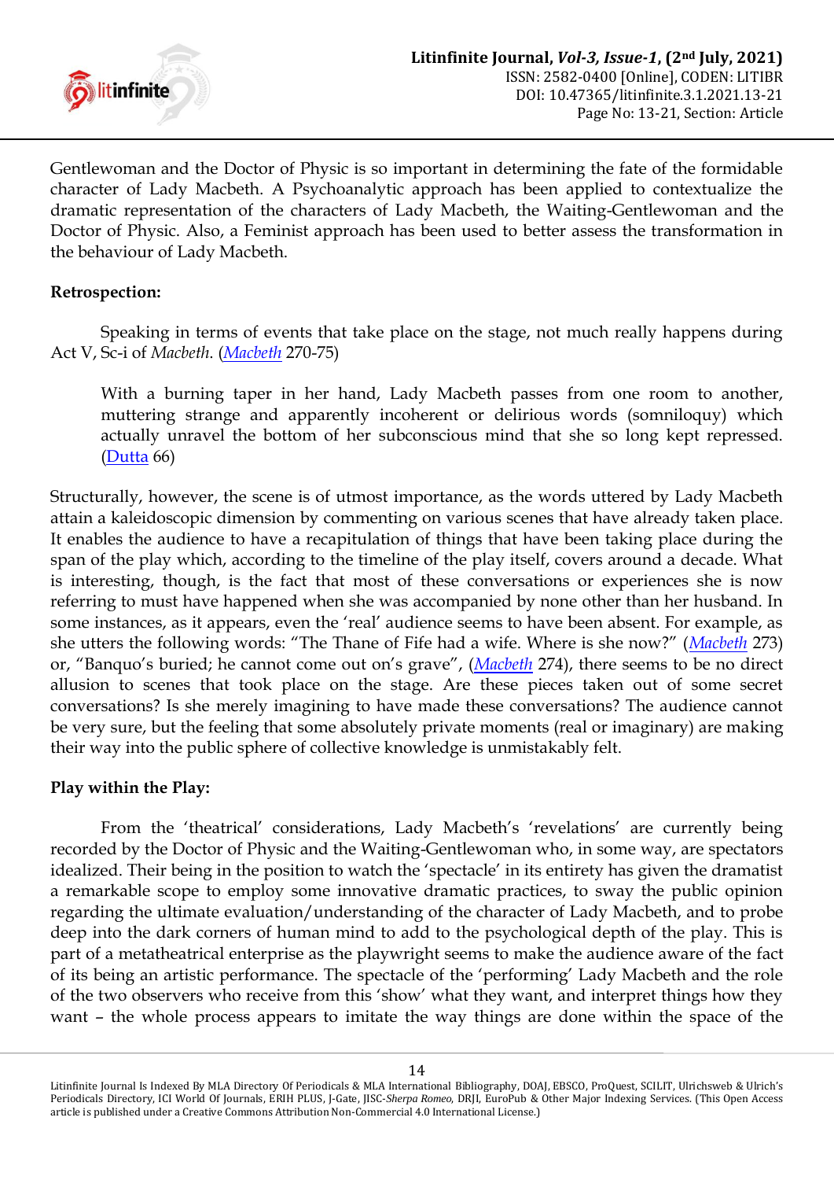Gentlewoman and the Doctor of Physic is so important in determining the fate of the formidable character of Lady Macbeth. A Psychoanalytic approach has been applied to contextualize the dramatic representation of the characters of Lady Macbeth, the Waiting-Gentlewoman and the Doctor of Physic. Also, a Feminist approach has been used to better assess the transformation in the behaviour of Lady Macbeth.

**Retrospection:**

Speaking in terms of events that take place on the stage, not much really happens during Act V, Sc-i of *Macbeth*. (*Macbeth* 270-75)

> With a burning taper in her hand, Lady Macbeth passes from one room to another, muttering strange and apparently incoherent or delirious words (somniloquy) which actually unravel the bottom of her subconscious mind that she so long kept repressed. (Dutta 66)

Structurally, however, the scene is of utmost importance, as the words uttered by Lady Macbeth attain a kaleidoscopic dimension by commenting on various scenes that have already taken place. It enables the audience to have a recapitulation of things that have been taking place during the span of the play which, according to the timeline of the play itself, covers around a decade. What is interesting, though, is the fact that most of these conversations or experiences she is now referring to must have happened when she was accompanied by none other than her husband. In some instances, as it appears, even the 'real' audience seems to have been absent. For example, as she utters the following words: "The Thane of Fife had a wife. Where is she now?" (*Macbeth* 273) or, "Banquo's buried; he cannot come out on's grave", (*Macbeth* 274), there seems to be no direct allusion to scenes that took place on the stage. Are these pieces taken out of some secret conversations? Is she merely imagining to have made these conversations? The audience cannot be very sure, but the feeling that some absolutely private moments (real or imaginary) are making their way into the public sphere of collective knowledge is unmistakably felt.

**Play within the Play:**

From the 'theatrical' considerations, Lady Macbeth's 'revelations' are currently being recorded by the Doctor of Physic and the Waiting-Gentlewoman who, in some way, are spectators idealized. Their being in the position to watch the 'spectacle' in its entirety has given the dramatist a remarkable scope to employ some innovative dramatic practices, to sway the public opinion regarding the ultimate evaluation/understanding of the character of Lady Macbeth, and to probe deep into the dark corners of human mind to add to the psychological depth of the play. This is part of a metatheatrical enterprise as the playwright seems to make the audience aware of the fact of its being an artistic performance. The spectacle of the 'performing' Lady Macbeth and the role of the two observers who receive from this 'show' what they want, and interpret things how they want – the whole process appears to imitate the way things are done within the space of the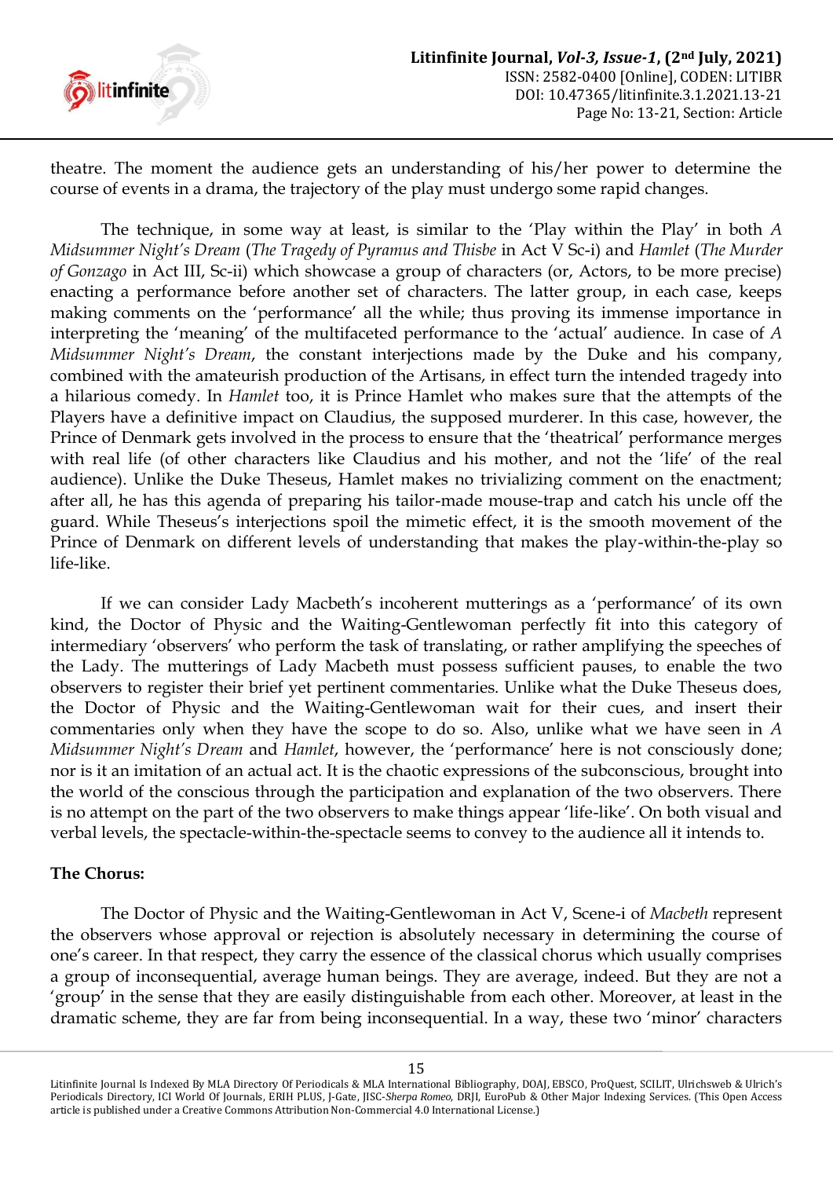theatre. The moment the audience gets an understanding of his/her power to determine the course of events in a drama, the trajectory of the play must undergo some rapid changes.

The technique, in some way at least, is similar to the 'Play within the Play' in both *A Midsummer Night's Dream* (*The Tragedy of Pyramus and Thisbe* in Act V Sc-i) and *Hamlet* (*The Murder of Gonzago* in Act III, Sc-ii) which showcase a group of characters (or, Actors, to be more precise) enacting a performance before another set of characters. The latter group, in each case, keeps making comments on the 'performance' all the while; thus proving its immense importance in interpreting the 'meaning' of the multifaceted performance to the 'actual' audience. In case of *A Midsummer Night's Dream*, the constant interjections made by the Duke and his company, combined with the amateurish production of the Artisans, in effect turn the intended tragedy into a hilarious comedy. In *Hamlet* too, it is Prince Hamlet who makes sure that the attempts of the Players have a definitive impact on Claudius, the supposed murderer. In this case, however, the Prince of Denmark gets involved in the process to ensure that the 'theatrical' performance merges with real life (of other characters like Claudius and his mother, and not the 'life' of the real audience). Unlike the Duke Theseus, Hamlet makes no trivializing comment on the enactment; after all, he has this agenda of preparing his tailor-made mouse-trap and catch his uncle off the guard. While Theseus's interjections spoil the mimetic effect, it is the smooth movement of the Prince of Denmark on different levels of understanding that makes the play-within-the-play so life-like.

If we can consider Lady Macbeth's incoherent mutterings as a 'performance' of its own kind, the Doctor of Physic and the Waiting-Gentlewoman perfectly fit into this category of intermediary 'observers' who perform the task of translating, or rather amplifying the speeches of the Lady. The mutterings of Lady Macbeth must possess sufficient pauses, to enable the two observers to register their brief yet pertinent commentaries. Unlike what the Duke Theseus does, the Doctor of Physic and the Waiting-Gentlewoman wait for their cues, and insert their commentaries only when they have the scope to do so. Also, unlike what we have seen in *A Midsummer Night's Dream* and *Hamlet*, however, the 'performance' here is not consciously done; nor is it an imitation of an actual act. It is the chaotic expressions of the subconscious, brought into the world of the conscious through the participation and explanation of the two observers. There is no attempt on the part of the two observers to make things appear 'life-like'. On both visual and verbal levels, the spectacle-within-the-spectacle seems to convey to the audience all it intends to.

**The Chorus:**

The Doctor of Physic and the Waiting-Gentlewoman in Act V, Scene-i of *Macbeth* represent the observers whose approval or rejection is absolutely necessary in determining the course of one's career. In that respect, they carry the essence of the classical chorus which usually comprises a group of inconsequential, average human beings. They are average, indeed. But they are not a 'group' in the sense that they are easily distinguishable from each other. Moreover, at least in the dramatic scheme, they are far from being inconsequential. In a way, these two 'minor' characters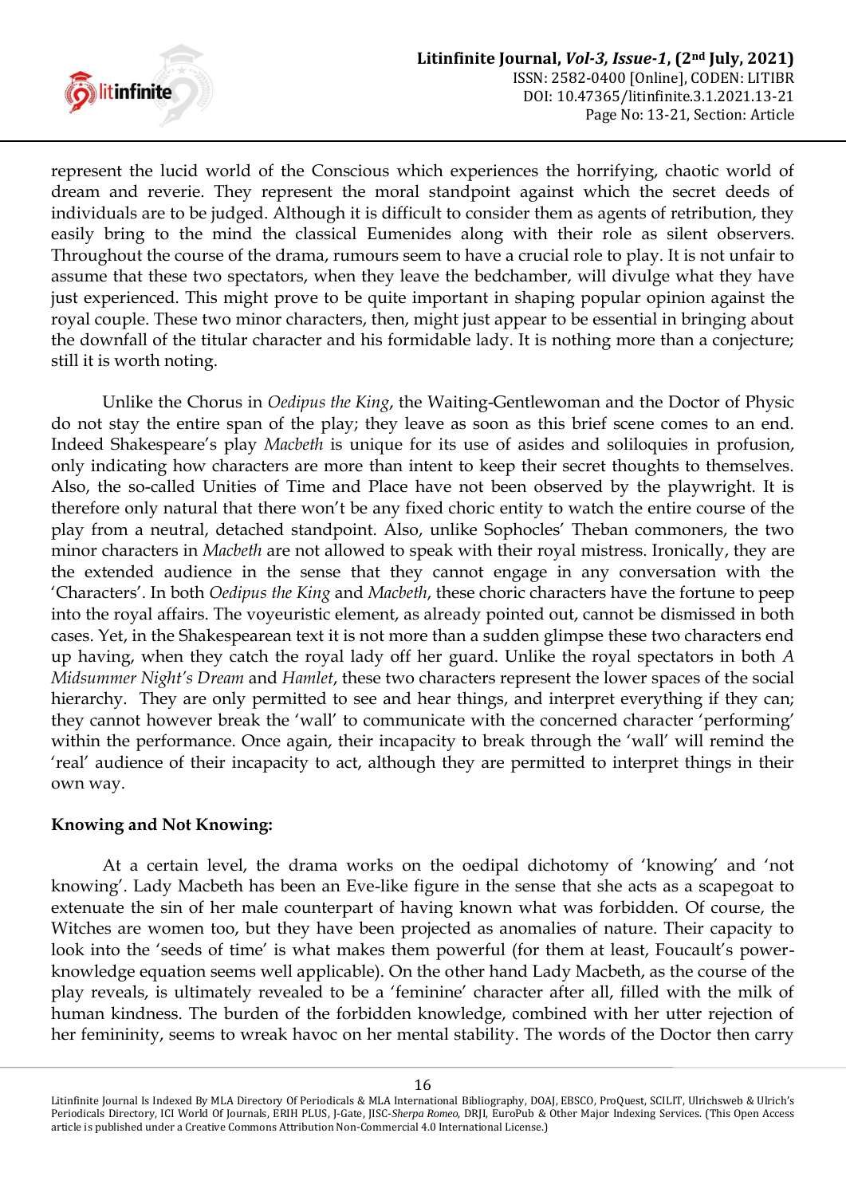represent the lucid world of the Conscious which experiences the horrifying, chaotic world of dream and reverie. They represent the moral standpoint against which the secret deeds of individuals are to be judged. Although it is difficult to consider them as agents of retribution, they easily bring to the mind the classical Eumenides along with their role as silent observers. Throughout the course of the drama, rumours seem to have a crucial role to play. It is not unfair to assume that these two spectators, when they leave the bedchamber, will divulge what they have just experienced. This might prove to be quite important in shaping popular opinion against the royal couple. These two minor characters, then, might just appear to be essential in bringing about the downfall of the titular character and his formidable lady. It is nothing more than a conjecture; still it is worth noting.

Unlike the Chorus in *Oedipus the King*, the Waiting-Gentlewoman and the Doctor of Physic do not stay the entire span of the play; they leave as soon as this brief scene comes to an end. Indeed Shakespeare's play *Macbeth* is unique for its use of asides and soliloquies in profusion, only indicating how characters are more than intent to keep their secret thoughts to themselves. Also, the so-called Unities of Time and Place have not been observed by the playwright. It is therefore only natural that there won't be any fixed choric entity to watch the entire course of the play from a neutral, detached standpoint. Also, unlike Sophocles' Theban commoners, the two minor characters in *Macbeth* are not allowed to speak with their royal mistress. Ironically, they are the extended audience in the sense that they cannot engage in any conversation with the 'Characters'. In both *Oedipus the King* and *Macbeth*, these choric characters have the fortune to peep into the royal affairs. The voyeuristic element, as already pointed out, cannot be dismissed in both cases. Yet, in the Shakespearean text it is not more than a sudden glimpse these two characters end up having, when they catch the royal lady off her guard. Unlike the royal spectators in both *A Midsummer Night's Dream* and *Hamlet*, these two characters represent the lower spaces of the social hierarchy. They are only permitted to see and hear things, and interpret everything if they can; they cannot however break the 'wall' to communicate with the concerned character 'performing' within the performance. Once again, their incapacity to break through the 'wall' will remind the 'real' audience of their incapacity to act, although they are permitted to interpret things in their own way.

**Knowing and Not Knowing:**

At a certain level, the drama works on the oedipal dichotomy of 'knowing' and 'not knowing'. Lady Macbeth has been an Eve-like figure in the sense that she acts as a scapegoat to extenuate the sin of her male counterpart of having known what was forbidden. Of course, the Witches are women too, but they have been projected as anomalies of nature. Their capacity to look into the 'seeds of time' is what makes them powerful (for them at least, Foucault's power-knowledge equation seems well applicable). On the other hand Lady Macbeth, as the course of the play reveals, is ultimately revealed to be a 'feminine' character after all, filled with the milk of human kindness. The burden of the forbidden knowledge, combined with her utter rejection of her femininity, seems to wreak havoc on her mental stability. The words of the Doctor then carry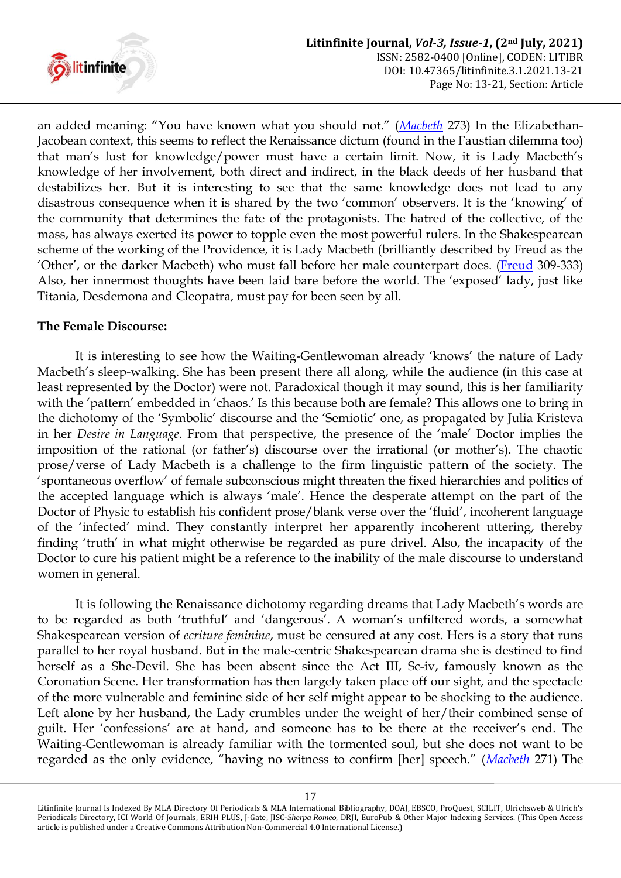an added meaning: "You have known what you should not." (*Macbeth* 273) In the Elizabethan-Jacobean context, this seems to reflect the Renaissance dictum (found in the Faustian dilemma too) that man's lust for knowledge/power must have a certain limit. Now, it is Lady Macbeth's knowledge of her involvement, both direct and indirect, in the black deeds of her husband that destabilizes her. But it is interesting to see that the same knowledge does not lead to any disastrous consequence when it is shared by the two 'common' observers. It is the 'knowing' of the community that determines the fate of the protagonists. The hatred of the collective, of the mass, has always exerted its power to topple even the most powerful rulers. In the Shakespearean scheme of the working of the Providence, it is Lady Macbeth (brilliantly described by Freud as the 'Other', or the darker Macbeth) who must fall before her male counterpart does. (Freud 309-333) Also, her innermost thoughts have been laid bare before the world. The 'exposed' lady, just like Titania, Desdemona and Cleopatra, must pay for been seen by all.

**The Female Discourse:**

It is interesting to see how the Waiting-Gentlewoman already 'knows' the nature of Lady Macbeth's sleep-walking. She has been present there all along, while the audience (in this case at least represented by the Doctor) were not. Paradoxical though it may sound, this is her familiarity with the 'pattern' embedded in 'chaos.' Is this because both are female? This allows one to bring in the dichotomy of the 'Symbolic' discourse and the 'Semiotic' one, as propagated by Julia Kristeva in her *Desire in Language*. From that perspective, the presence of the 'male' Doctor implies the imposition of the rational (or father's) discourse over the irrational (or mother's). The chaotic prose/verse of Lady Macbeth is a challenge to the firm linguistic pattern of the society. The 'spontaneous overflow' of female subconscious might threaten the fixed hierarchies and politics of the accepted language which is always 'male'. Hence the desperate attempt on the part of the Doctor of Physic to establish his confident prose/blank verse over the 'fluid', incoherent language of the 'infected' mind. They constantly interpret her apparently incoherent uttering, thereby finding 'truth' in what might otherwise be regarded as pure drivel. Also, the incapacity of the Doctor to cure his patient might be a reference to the inability of the male discourse to understand women in general.

It is following the Renaissance dichotomy regarding dreams that Lady Macbeth's words are to be regarded as both 'truthful' and 'dangerous'. A woman's unfiltered words, a somewhat Shakespearean version of *ecriture feminine*, must be censured at any cost. Hers is a story that runs parallel to her royal husband. But in the male-centric Shakespearean drama she is destined to find herself as a She-Devil. She has been absent since the Act III, Sc-iv, famously known as the Coronation Scene. Her transformation has then largely taken place off our sight, and the spectacle of the more vulnerable and feminine side of her self might appear to be shocking to the audience. Left alone by her husband, the Lady crumbles under the weight of her/their combined sense of guilt. Her 'confessions' are at hand, and someone has to be there at the receiver's end. The Waiting-Gentlewoman is already familiar with the tormented soul, but she does not want to be regarded as the only evidence, "having no witness to confirm [her] speech." (*Macbeth* 271) The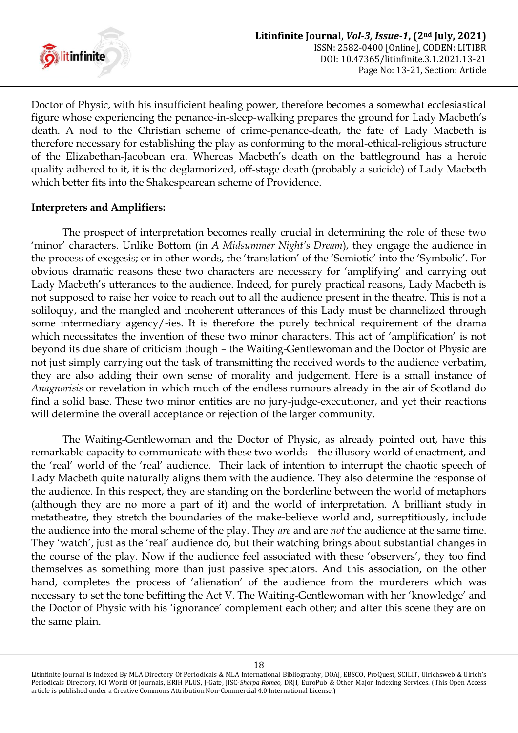Doctor of Physic, with his insufficient healing power, therefore becomes a somewhat ecclesiastical figure whose experiencing the penance-in-sleep-walking prepares the ground for Lady Macbeth's death. A nod to the Christian scheme of crime-penance-death, the fate of Lady Macbeth is therefore necessary for establishing the play as conforming to the moral-ethical-religious structure of the Elizabethan-Jacobean era. Whereas Macbeth's death on the battleground has a heroic quality adhered to it, it is the deglamorized, off-stage death (probably a suicide) of Lady Macbeth which better fits into the Shakespearean scheme of Providence.

**Interpreters and Amplifiers:**

The prospect of interpretation becomes really crucial in determining the role of these two 'minor' characters. Unlike Bottom (in *A Midsummer Night's Dream*), they engage the audience in the process of exegesis; or in other words, the 'translation' of the 'Semiotic' into the 'Symbolic'. For obvious dramatic reasons these two characters are necessary for 'amplifying' and carrying out Lady Macbeth's utterances to the audience. Indeed, for purely practical reasons, Lady Macbeth is not supposed to raise her voice to reach out to all the audience present in the theatre. This is not a soliloquy, and the mangled and incoherent utterances of this Lady must be channelized through some intermediary agency/-ies. It is therefore the purely technical requirement of the drama which necessitates the invention of these two minor characters. This act of 'amplification' is not beyond its due share of criticism though – the Waiting-Gentlewoman and the Doctor of Physic are not just simply carrying out the task of transmitting the received words to the audience verbatim, they are also adding their own sense of morality and judgement. Here is a small instance of *Anagnorisis* or revelation in which much of the endless rumours already in the air of Scotland do find a solid base. These two minor entities are no jury-judge-executioner, and yet their reactions will determine the overall acceptance or rejection of the larger community.

The Waiting-Gentlewoman and the Doctor of Physic, as already pointed out, have this remarkable capacity to communicate with these two worlds – the illusory world of enactment, and the 'real' world of the 'real' audience. Their lack of intention to interrupt the chaotic speech of Lady Macbeth quite naturally aligns them with the audience. They also determine the response of the audience. In this respect, they are standing on the borderline between the world of metaphors (although they are no more a part of it) and the world of interpretation. A brilliant study in metatheatre, they stretch the boundaries of the make-believe world and, surreptitiously, include the audience into the moral scheme of the play. They *are* and are *not* the audience at the same time. They 'watch', just as the 'real' audience do, but their watching brings about substantial changes in the course of the play. Now if the audience feel associated with these 'observers', they too find themselves as something more than just passive spectators. And this association, on the other hand, completes the process of 'alienation' of the audience from the murderers which was necessary to set the tone befitting the Act V. The Waiting-Gentlewoman with her 'knowledge' and the Doctor of Physic with his 'ignorance' complement each other; and after this scene they are on the same plain.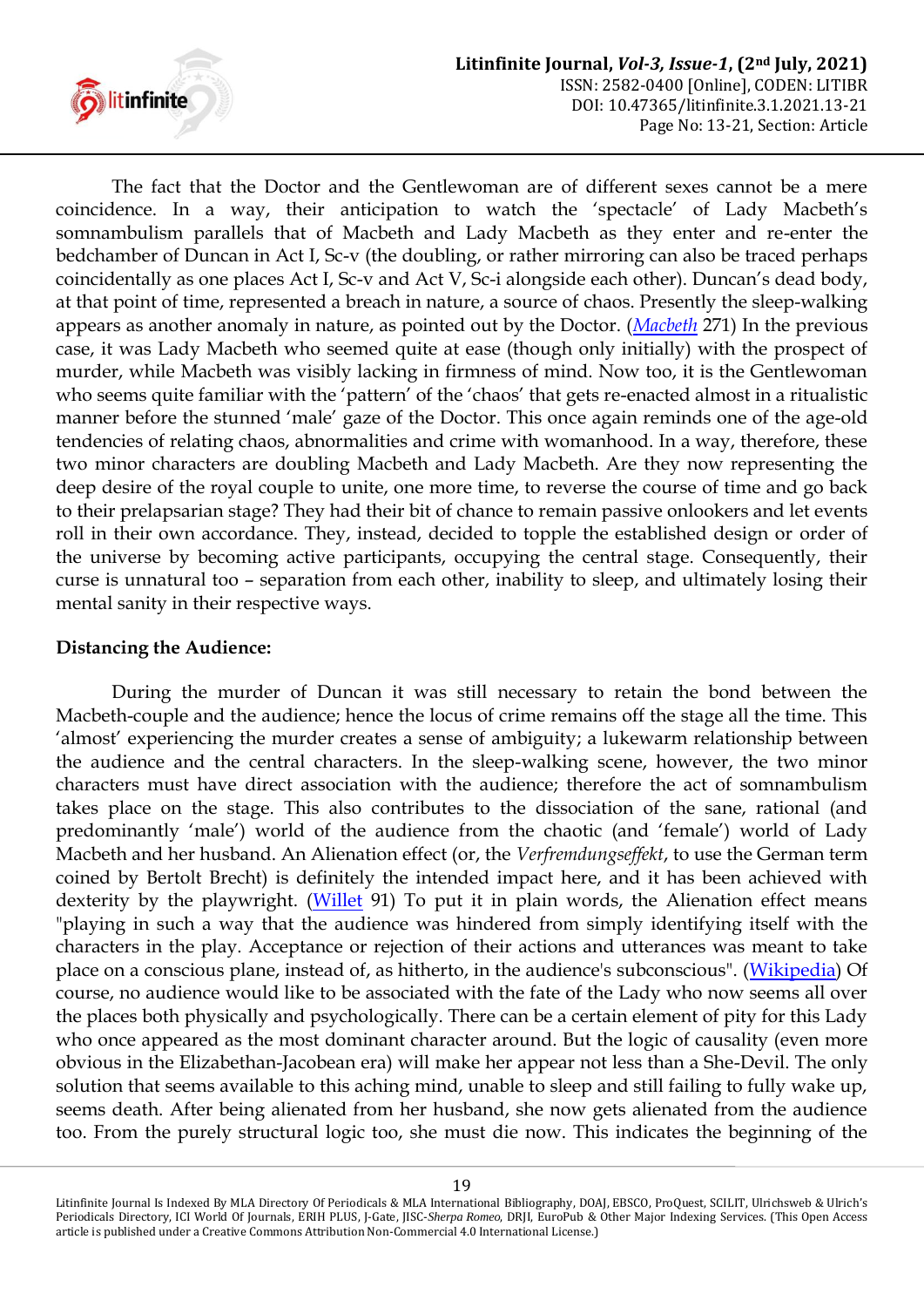The fact that the Doctor and the Gentlewoman are of different sexes cannot be a mere coincidence. In a way, their anticipation to watch the 'spectacle' of Lady Macbeth's somnambulism parallels that of Macbeth and Lady Macbeth as they enter and re-enter the bedchamber of Duncan in Act I, Sc-v (the doubling, or rather mirroring can also be traced perhaps coincidentally as one places Act I, Sc-v and Act V, Sc-i alongside each other). Duncan's dead body, at that point of time, represented a breach in nature, a source of chaos. Presently the sleep-walking appears as another anomaly in nature, as pointed out by the Doctor. (*Macbeth* 271) In the previous case, it was Lady Macbeth who seemed quite at ease (though only initially) with the prospect of murder, while Macbeth was visibly lacking in firmness of mind. Now too, it is the Gentlewoman who seems quite familiar with the 'pattern' of the 'chaos' that gets re-enacted almost in a ritualistic manner before the stunned 'male' gaze of the Doctor. This once again reminds one of the age-old tendencies of relating chaos, abnormalities and crime with womanhood. In a way, therefore, these two minor characters are doubling Macbeth and Lady Macbeth. Are they now representing the deep desire of the royal couple to unite, one more time, to reverse the course of time and go back to their prelapsarian stage? They had their bit of chance to remain passive onlookers and let events roll in their own accordance. They, instead, decided to topple the established design or order of the universe by becoming active participants, occupying the central stage. Consequently, their curse is unnatural too – separation from each other, inability to sleep, and ultimately losing their mental sanity in their respective ways.

**Distancing the Audience:**

During the murder of Duncan it was still necessary to retain the bond between the Macbeth-couple and the audience; hence the locus of crime remains off the stage all the time. This 'almost' experiencing the murder creates a sense of ambiguity; a lukewarm relationship between the audience and the central characters. In the sleep-walking scene, however, the two minor characters must have direct association with the audience; therefore the act of somnambulism takes place on the stage. This also contributes to the dissociation of the sane, rational (and predominantly 'male') world of the audience from the chaotic (and 'female') world of Lady Macbeth and her husband. An Alienation effect (or, the *Verfremdungseffekt*, to use the German term coined by Bertolt Brecht) is definitely the intended impact here, and it has been achieved with dexterity by the playwright. (Willet 91) To put it in plain words, the Alienation effect means "playing in such a way that the audience was hindered from simply identifying itself with the characters in the play. Acceptance or rejection of their actions and utterances was meant to take place on a conscious plane, instead of, as hitherto, in the audience's subconscious". (Wikipedia) Of course, no audience would like to be associated with the fate of the Lady who now seems all over the places both physically and psychologically. There can be a certain element of pity for this Lady who once appeared as the most dominant character around. But the logic of causality (even more obvious in the Elizabethan-Jacobean era) will make her appear not less than a She-Devil. The only solution that seems available to this aching mind, unable to sleep and still failing to fully wake up, seems death. After being alienated from her husband, she now gets alienated from the audience too. From the purely structural logic too, she must die now. This indicates the beginning of the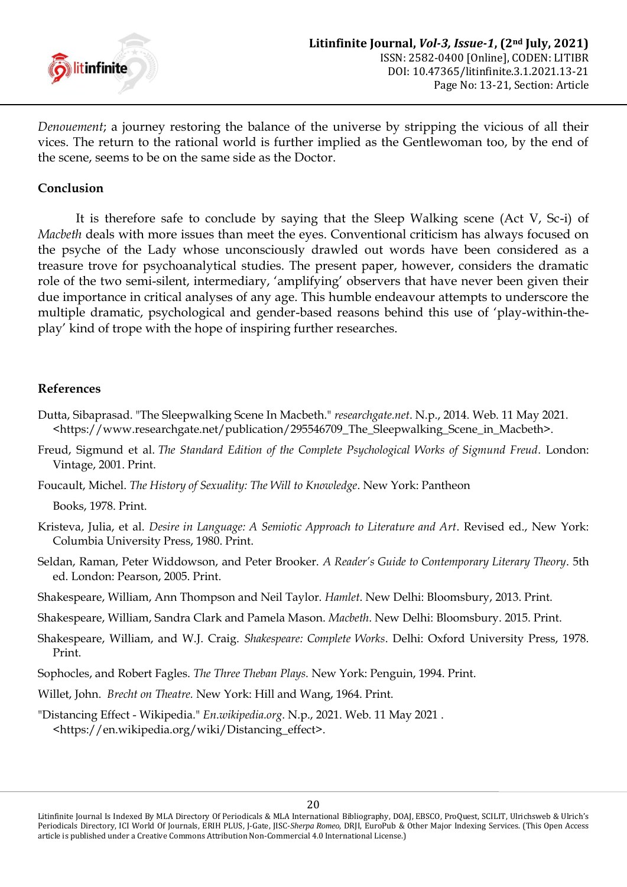*Denouement*; a journey restoring the balance of the universe by stripping the vicious of all their vices. The return to the rational world is further implied as the Gentlewoman too, by the end of the scene, seems to be on the same side as the Doctor.

## Conclusion

It is therefore safe to conclude by saying that the Sleep Walking scene (Act V, Sc-i) of *Macbeth* deals with more issues than meet the eyes. Conventional criticism has always focused on the psyche of the Lady whose unconsciously drawled out words have been considered as a treasure trove for psychoanalytical studies. The present paper, however, considers the dramatic role of the two semi-silent, intermediary, 'amplifying' observers that have never been given their due importance in critical analyses of any age. This humble endeavour attempts to underscore the multiple dramatic, psychological and gender-based reasons behind this use of 'play-within-the-play' kind of trope with the hope of inspiring further researches.

## References

Dutta, Sibaprasad. "The Sleepwalking Scene In Macbeth." *researchgate.net*. N.p., 2014. Web. 11 May 2021. <https://www.researchgate.net/publication/295546709_The_Sleepwalking_Scene_in_Macbeth>.

Freud, Sigmund et al. *The Standard Edition of the Complete Psychological Works of Sigmund Freud*. London: Vintage, 2001. Print.

Foucault, Michel. *The History of Sexuality: The Will to Knowledge*. New York: Pantheon Books, 1978. Print.

Kristeva, Julia, et al. *Desire in Language: A Semiotic Approach to Literature and Art*. Revised ed., New York: Columbia University Press, 1980. Print.

Seldan, Raman, Peter Widdowson, and Peter Brooker. *A Reader's Guide to Contemporary Literary Theory*. 5th ed. London: Pearson, 2005. Print.

Shakespeare, William, Ann Thompson and Neil Taylor. *Hamlet*. New Delhi: Bloomsbury, 2013. Print.

Shakespeare, William, Sandra Clark and Pamela Mason. *Macbeth*. New Delhi: Bloomsbury. 2015. Print.

Shakespeare, William, and W.J. Craig. *Shakespeare: Complete Works*. Delhi: Oxford University Press, 1978. Print.

Sophocles, and Robert Fagles. *The Three Theban Plays.* New York: Penguin, 1994. Print.

Willet, John. *Brecht on Theatre.* New York: Hill and Wang, 1964. Print.

"Distancing Effect - Wikipedia." *En.wikipedia.org*. N.p., 2021. Web. 11 May 2021 . <https://en.wikipedia.org/wiki/Distancing_effect>.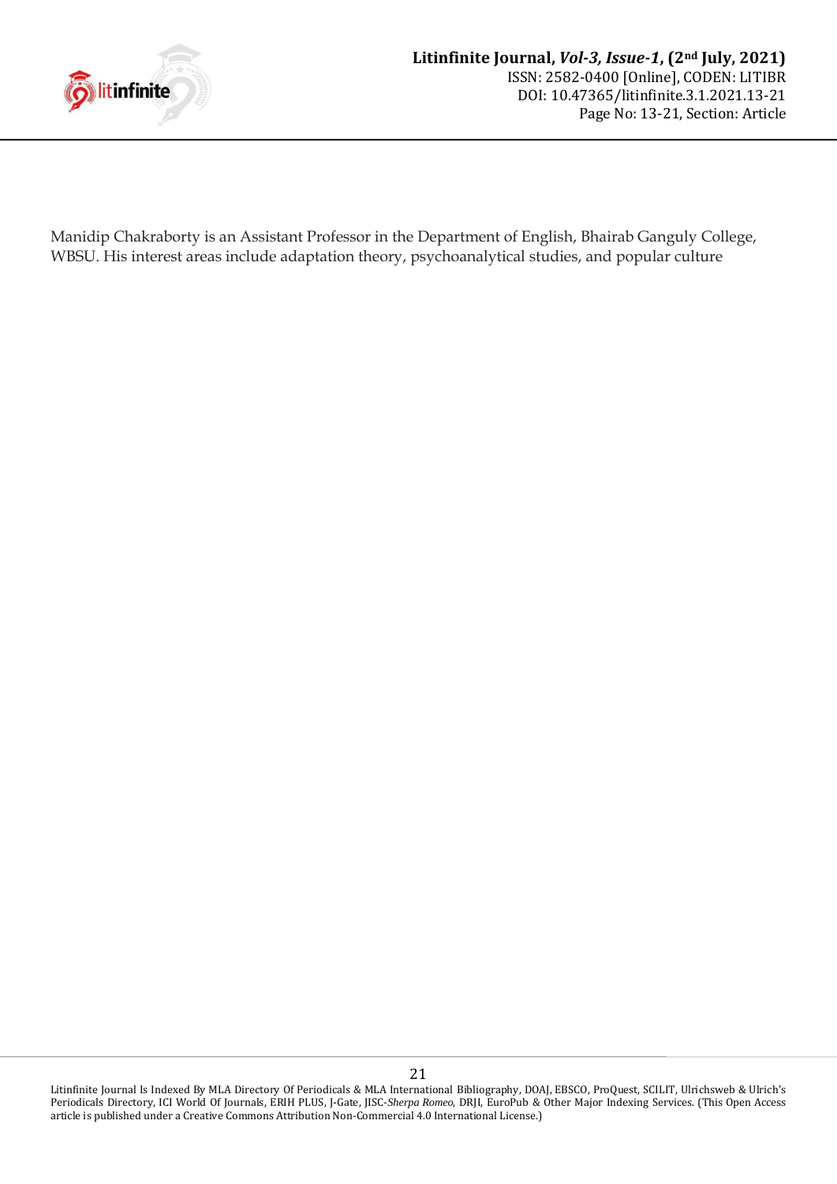Manidip Chakraborty is an Assistant Professor in the Department of English, Bhairab Ganguly College, WBSU. His interest areas include adaptation theory, psychoanalytical studies, and popular culture